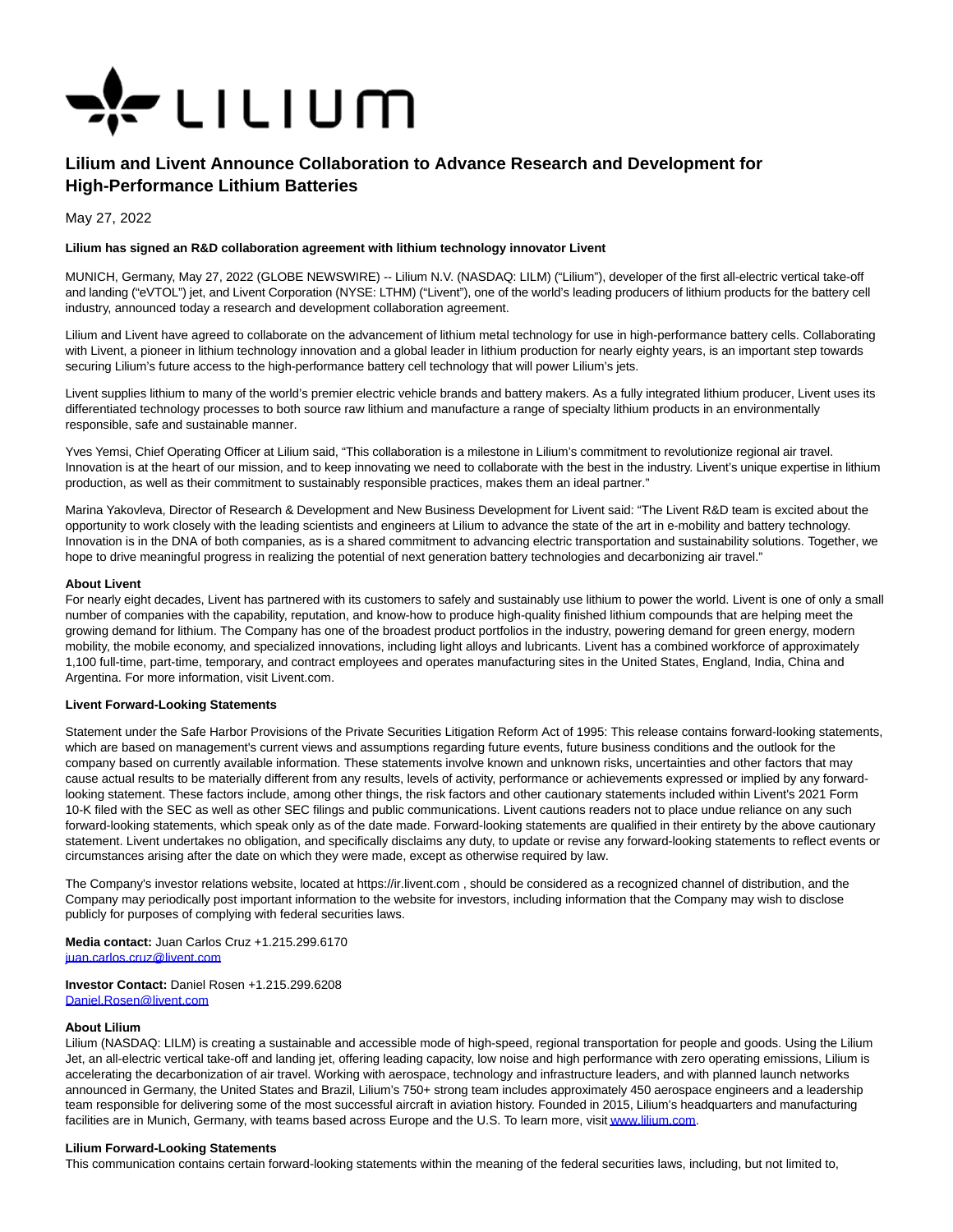# Lilium and Livent Announce Collaboration to Advance Research and Development for High-Performance Lithium Batteries

May 27, 2022

**Lilium has signed an R&D collaboration agreement with lithium technology innovator Livent**

MUNICH, Germany, May 27, 2022 (GLOBE NEWSWIRE) -- Lilium N.V. (NASDAQ: LILM) ("Lilium"), developer of the first all-electric vertical take-off and landing ("eVTOL") jet, and Livent Corporation (NYSE: LTHM) ("Livent"), one of the world's leading producers of lithium products for the battery cell industry, announced today a research and development collaboration agreement.

Lilium and Livent have agreed to collaborate on the advancement of lithium metal technology for use in high-performance battery cells. Collaborating with Livent, a pioneer in lithium technology innovation and a global leader in lithium production for nearly eighty years, is an important step towards securing Lilium's future access to the high-performance battery cell technology that will power Lilium's jets.

Livent supplies lithium to many of the world's premier electric vehicle brands and battery makers. As a fully integrated lithium producer, Livent uses its differentiated technology processes to both source raw lithium and manufacture a range of specialty lithium products in an environmentally responsible, safe and sustainable manner.

Yves Yemsi, Chief Operating Officer at Lilium said, "This collaboration is a milestone in Lilium's commitment to revolutionize regional air travel. Innovation is at the heart of our mission, and to keep innovating we need to collaborate with the best in the industry. Livent's unique expertise in lithium production, as well as their commitment to sustainably responsible practices, makes them an ideal partner."

Marina Yakovleva, Director of Research & Development and New Business Development for Livent said: "The Livent R&D team is excited about the opportunity to work closely with the leading scientists and engineers at Lilium to advance the state of the art in e-mobility and battery technology. Innovation is in the DNA of both companies, as is a shared commitment to advancing electric transportation and sustainability solutions. Together, we hope to drive meaningful progress in realizing the potential of next generation battery technologies and decarbonizing air travel."

**About Livent**

For nearly eight decades, Livent has partnered with its customers to safely and sustainably use lithium to power the world. Livent is one of only a small number of companies with the capability, reputation, and know-how to produce high-quality finished lithium compounds that are helping meet the growing demand for lithium. The Company has one of the broadest product portfolios in the industry, powering demand for green energy, modern mobility, the mobile economy, and specialized innovations, including light alloys and lubricants. Livent has a combined workforce of approximately 1,100 full-time, part-time, temporary, and contract employees and operates manufacturing sites in the United States, England, India, China and Argentina. For more information, visit Livent.com.

**Livent Forward-Looking Statements**

Statement under the Safe Harbor Provisions of the Private Securities Litigation Reform Act of 1995: This release contains forward-looking statements, which are based on management's current views and assumptions regarding future events, future business conditions and the outlook for the company based on currently available information. These statements involve known and unknown risks, uncertainties and other factors that may cause actual results to be materially different from any results, levels of activity, performance or achievements expressed or implied by any forward-looking statement. These factors include, among other things, the risk factors and other cautionary statements included within Livent's 2021 Form 10-K filed with the SEC as well as other SEC filings and public communications. Livent cautions readers not to place undue reliance on any such forward-looking statements, which speak only as of the date made. Forward-looking statements are qualified in their entirety by the above cautionary statement. Livent undertakes no obligation, and specifically disclaims any duty, to update or revise any forward-looking statements to reflect events or circumstances arising after the date on which they were made, except as otherwise required by law.

The Company's investor relations website, located at https://ir.livent.com , should be considered as a recognized channel of distribution, and the Company may periodically post important information to the website for investors, including information that the Company may wish to disclose publicly for purposes of complying with federal securities laws.

**Media contact:** Juan Carlos Cruz +1.215.299.6170
juan.carlos.cruz@livent.com

**Investor Contact:** Daniel Rosen +1.215.299.6208
Daniel.Rosen@livent.com

**About Lilium**

Lilium (NASDAQ: LILM) is creating a sustainable and accessible mode of high-speed, regional transportation for people and goods. Using the Lilium Jet, an all-electric vertical take-off and landing jet, offering leading capacity, low noise and high performance with zero operating emissions, Lilium is accelerating the decarbonization of air travel. Working with aerospace, technology and infrastructure leaders, and with planned launch networks announced in Germany, the United States and Brazil, Lilium's 750+ strong team includes approximately 450 aerospace engineers and a leadership team responsible for delivering some of the most successful aircraft in aviation history. Founded in 2015, Lilium's headquarters and manufacturing facilities are in Munich, Germany, with teams based across Europe and the U.S. To learn more, visit www.lilium.com.

**Lilium Forward-Looking Statements**

This communication contains certain forward-looking statements within the meaning of the federal securities laws, including, but not limited to,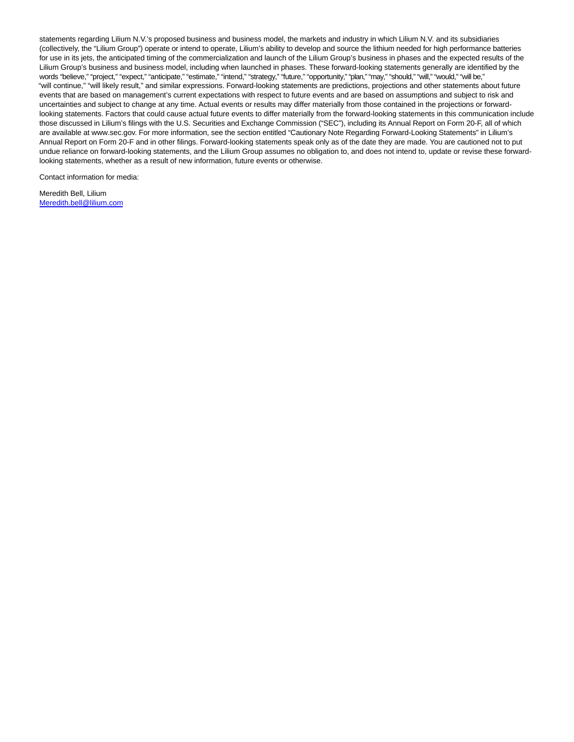statements regarding Lilium N.V.'s proposed business and business model, the markets and industry in which Lilium N.V. and its subsidiaries (collectively, the "Lilium Group") operate or intend to operate, Lilium's ability to develop and source the lithium needed for high performance batteries for use in its jets, the anticipated timing of the commercialization and launch of the Lilium Group's business in phases and the expected results of the Lilium Group's business and business model, including when launched in phases. These forward-looking statements generally are identified by the words "believe," "project," "expect," "anticipate," "estimate," "intend," "strategy," "future," "opportunity," "plan," "may," "should," "will," "would," "will be," "will continue," "will likely result," and similar expressions. Forward-looking statements are predictions, projections and other statements about future events that are based on management's current expectations with respect to future events and are based on assumptions and subject to risk and uncertainties and subject to change at any time. Actual events or results may differ materially from those contained in the projections or forward-looking statements. Factors that could cause actual future events to differ materially from the forward-looking statements in this communication include those discussed in Lilium's filings with the U.S. Securities and Exchange Commission ("SEC"), including its Annual Report on Form 20-F, all of which are available at www.sec.gov. For more information, see the section entitled "Cautionary Note Regarding Forward-Looking Statements" in Lilium's Annual Report on Form 20-F and in other filings. Forward-looking statements speak only as of the date they are made. You are cautioned not to put undue reliance on forward-looking statements, and the Lilium Group assumes no obligation to, and does not intend to, update or revise these forward-looking statements, whether as a result of new information, future events or otherwise.

Contact information for media:

Meredith Bell, Lilium
Meredith.bell@lilium.com